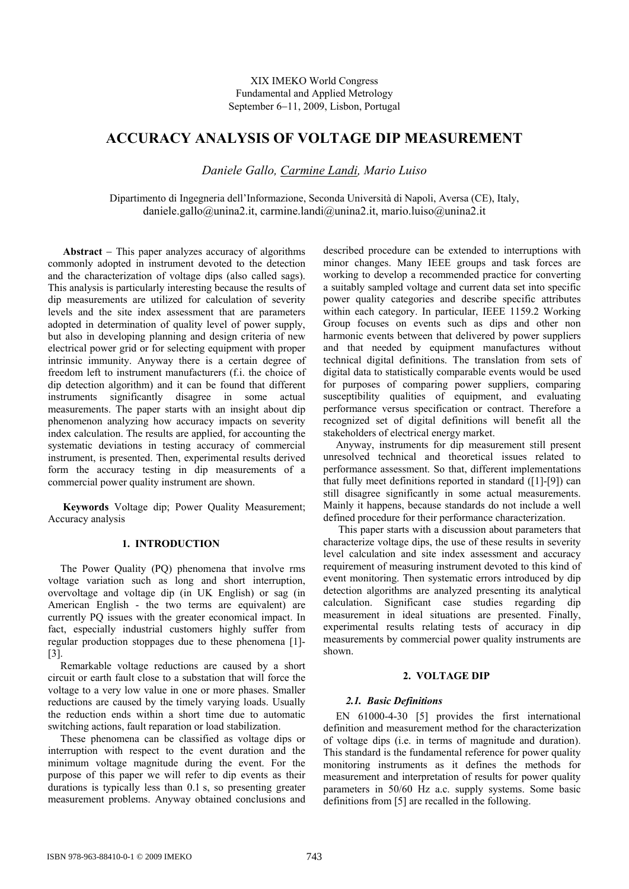XIX IMEKO World Congress
Fundamental and Applied Metrology
September 6–11, 2009, Lisbon, Portugal

# ACCURACY ANALYSIS OF VOLTAGE DIP MEASUREMENT

*Daniele Gallo, Carmine Landi, Mario Luiso*

Dipartimento di Ingegneria dell'Informazione, Seconda Università di Napoli, Aversa (CE), Italy,
daniele.gallo@unina2.it, carmine.landi@unina2.it, mario.luiso@unina2.it

**Abstract** − This paper analyzes accuracy of algorithms commonly adopted in instrument devoted to the detection and the characterization of voltage dips (also called sags). This analysis is particularly interesting because the results of dip measurements are utilized for calculation of severity levels and the site index assessment that are parameters adopted in determination of quality level of power supply, but also in developing planning and design criteria of new electrical power grid or for selecting equipment with proper intrinsic immunity. Anyway there is a certain degree of freedom left to instrument manufacturers (f.i. the choice of dip detection algorithm) and it can be found that different instruments significantly disagree in some actual measurements. The paper starts with an insight about dip phenomenon analyzing how accuracy impacts on severity index calculation. The results are applied, for accounting the systematic deviations in testing accuracy of commercial instrument, is presented. Then, experimental results derived form the accuracy testing in dip measurements of a commercial power quality instrument are shown.

**Keywords** Voltage dip; Power Quality Measurement; Accuracy analysis

## 1. INTRODUCTION

The Power Quality (PQ) phenomena that involve rms voltage variation such as long and short interruption, overvoltage and voltage dip (in UK English) or sag (in American English - the two terms are equivalent) are currently PQ issues with the greater economical impact. In fact, especially industrial customers highly suffer from regular production stoppages due to these phenomena [1]-[3].

Remarkable voltage reductions are caused by a short circuit or earth fault close to a substation that will force the voltage to a very low value in one or more phases. Smaller reductions are caused by the timely varying loads. Usually the reduction ends within a short time due to automatic switching actions, fault reparation or load stabilization.

These phenomena can be classified as voltage dips or interruption with respect to the event duration and the minimum voltage magnitude during the event. For the purpose of this paper we will refer to dip events as their durations is typically less than 0.1 s, so presenting greater measurement problems. Anyway obtained conclusions and described procedure can be extended to interruptions with minor changes. Many IEEE groups and task forces are working to develop a recommended practice for converting a suitably sampled voltage and current data set into specific power quality categories and describe specific attributes within each category. In particular, IEEE 1159.2 Working Group focuses on events such as dips and other non harmonic events between that delivered by power suppliers and that needed by equipment manufactures without technical digital definitions. The translation from sets of digital data to statistically comparable events would be used for purposes of comparing power suppliers, comparing susceptibility qualities of equipment, and evaluating performance versus specification or contract. Therefore a recognized set of digital definitions will benefit all the stakeholders of electrical energy market.

Anyway, instruments for dip measurement still present unresolved technical and theoretical issues related to performance assessment. So that, different implementations that fully meet definitions reported in standard ([1]-[9]) can still disagree significantly in some actual measurements. Mainly it happens, because standards do not include a well defined procedure for their performance characterization.

This paper starts with a discussion about parameters that characterize voltage dips, the use of these results in severity level calculation and site index assessment and accuracy requirement of measuring instrument devoted to this kind of event monitoring. Then systematic errors introduced by dip detection algorithms are analyzed presenting its analytical calculation. Significant case studies regarding dip measurement in ideal situations are presented. Finally, experimental results relating tests of accuracy in dip measurements by commercial power quality instruments are shown.

## 2. VOLTAGE DIP

### 2.1. Basic Definitions

EN 61000-4-30 [5] provides the first international definition and measurement method for the characterization of voltage dips (i.e. in terms of magnitude and duration). This standard is the fundamental reference for power quality monitoring instruments as it defines the methods for measurement and interpretation of results for power quality parameters in 50/60 Hz a.c. supply systems. Some basic definitions from [5] are recalled in the following.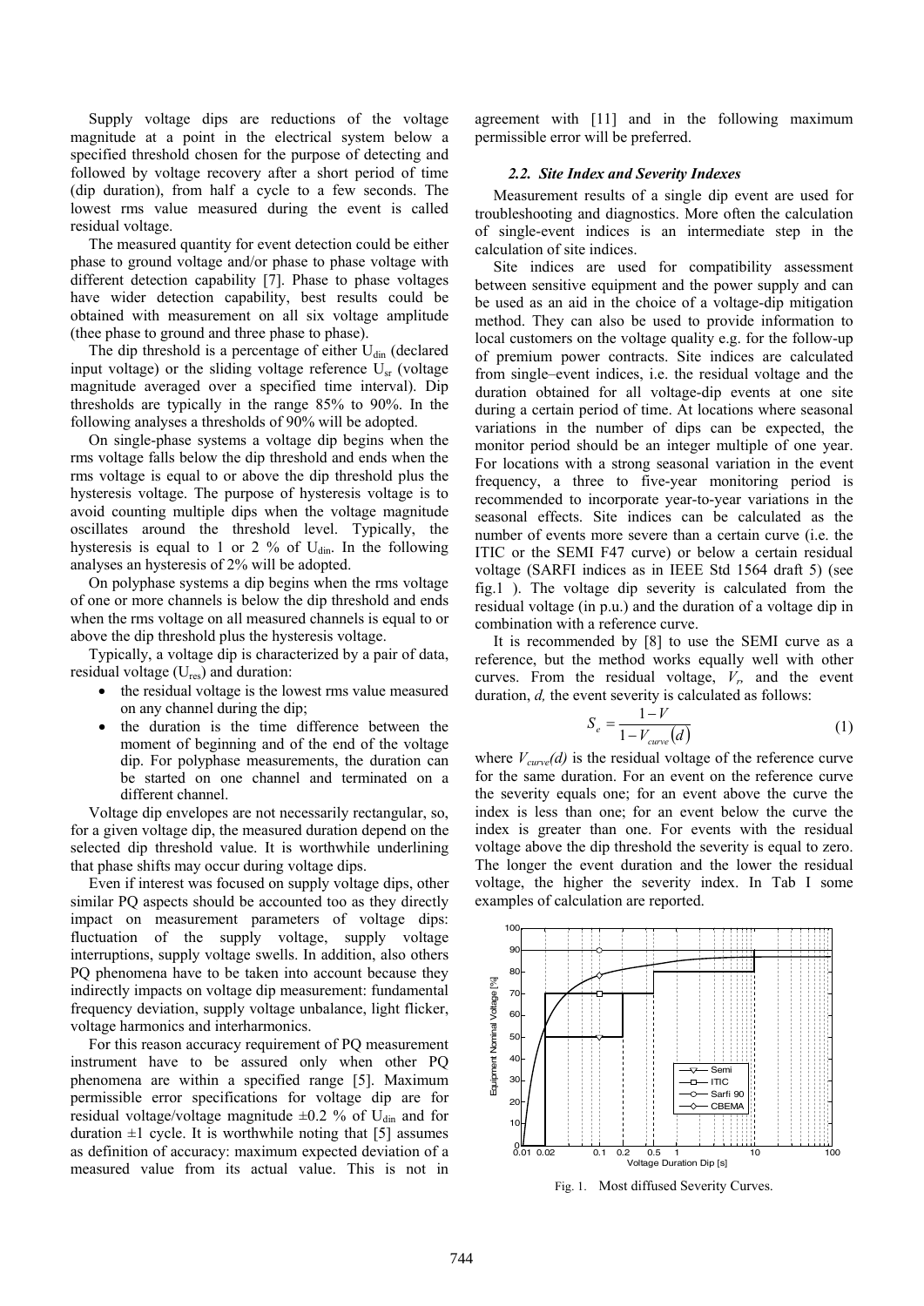Supply voltage dips are reductions of the voltage magnitude at a point in the electrical system below a specified threshold chosen for the purpose of detecting and followed by voltage recovery after a short period of time (dip duration), from half a cycle to a few seconds. The lowest rms value measured during the event is called residual voltage.

The measured quantity for event detection could be either phase to ground voltage and/or phase to phase voltage with different detection capability [7]. Phase to phase voltages have wider detection capability, best results could be obtained with measurement on all six voltage amplitude (thee phase to ground and three phase to phase).

The dip threshold is a percentage of either $U_{din}$ (declared input voltage) or the sliding voltage reference $U_{sr}$ (voltage magnitude averaged over a specified time interval). Dip thresholds are typically in the range 85% to 90%. In the following analyses a thresholds of 90% will be adopted.

On single-phase systems a voltage dip begins when the rms voltage falls below the dip threshold and ends when the rms voltage is equal to or above the dip threshold plus the hysteresis voltage. The purpose of hysteresis voltage is to avoid counting multiple dips when the voltage magnitude oscillates around the threshold level. Typically, the hysteresis is equal to 1 or 2 % of $U_{din}$. In the following analyses an hysteresis of 2% will be adopted.

On polyphase systems a dip begins when the rms voltage of one or more channels is below the dip threshold and ends when the rms voltage on all measured channels is equal to or above the dip threshold plus the hysteresis voltage.

Typically, a voltage dip is characterized by a pair of data, residual voltage ($U_{res}$) and duration:

- the residual voltage is the lowest rms value measured on any channel during the dip;
- the duration is the time difference between the moment of beginning and of the end of the voltage dip. For polyphase measurements, the duration can be started on one channel and terminated on a different channel.

Voltage dip envelopes are not necessarily rectangular, so, for a given voltage dip, the measured duration depend on the selected dip threshold value. It is worthwhile underlining that phase shifts may occur during voltage dips.

Even if interest was focused on supply voltage dips, other similar PQ aspects should be accounted too as they directly impact on measurement parameters of voltage dips: fluctuation of the supply voltage, supply voltage interruptions, supply voltage swells. In addition, also others PQ phenomena have to be taken into account because they indirectly impacts on voltage dip measurement: fundamental frequency deviation, supply voltage unbalance, light flicker, voltage harmonics and interharmonics.

For this reason accuracy requirement of PQ measurement instrument have to be assured only when other PQ phenomena are within a specified range [5]. Maximum permissible error specifications for voltage dip are for residual voltage/voltage magnitude ±0.2 % of $U_{din}$ and for duration ±1 cycle. It is worthwhile noting that [5] assumes as definition of accuracy: maximum expected deviation of a measured value from its actual value. This is not in agreement with [11] and in the following maximum permissible error will be preferred.

### 2.2. Site Index and Severity Indexes

Measurement results of a single dip event are used for troubleshooting and diagnostics. More often the calculation of single-event indices is an intermediate step in the calculation of site indices.

Site indices are used for compatibility assessment between sensitive equipment and the power supply and can be used as an aid in the choice of a voltage-dip mitigation method. They can also be used to provide information to local customers on the voltage quality e.g. for the follow-up of premium power contracts. Site indices are calculated from single–event indices, i.e. the residual voltage and the duration obtained for all voltage-dip events at one site during a certain period of time. At locations where seasonal variations in the number of dips can be expected, the monitor period should be an integer multiple of one year. For locations with a strong seasonal variation in the event frequency, a three to five-year monitoring period is recommended to incorporate year-to-year variations in the seasonal effects. Site indices can be calculated as the number of events more severe than a certain curve (i.e. the ITIC or the SEMI F47 curve) or below a certain residual voltage (SARFI indices as in IEEE Std 1564 draft 5) (see fig.1 ). The voltage dip severity is calculated from the residual voltage (in p.u.) and the duration of a voltage dip in combination with a reference curve.

It is recommended by [8] to use the SEMI curve as a reference, but the method works equally well with other curves. From the residual voltage, $V_r$, and the event duration, $d$, the event severity is calculated as follows:

$$S_e = \frac{1-V}{1-V_{curve}(d)} \tag{1}$$

where $V_{curve}(d)$ is the residual voltage of the reference curve for the same duration. For an event on the reference curve the severity equals one; for an event above the curve the index is less than one; for an event below the curve the index is greater than one. For events with the residual voltage above the dip threshold the severity is equal to zero. The longer the event duration and the lower the residual voltage, the higher the severity index. In Tab I some examples of calculation are reported.

Fig. 1. Most diffused Severity Curves.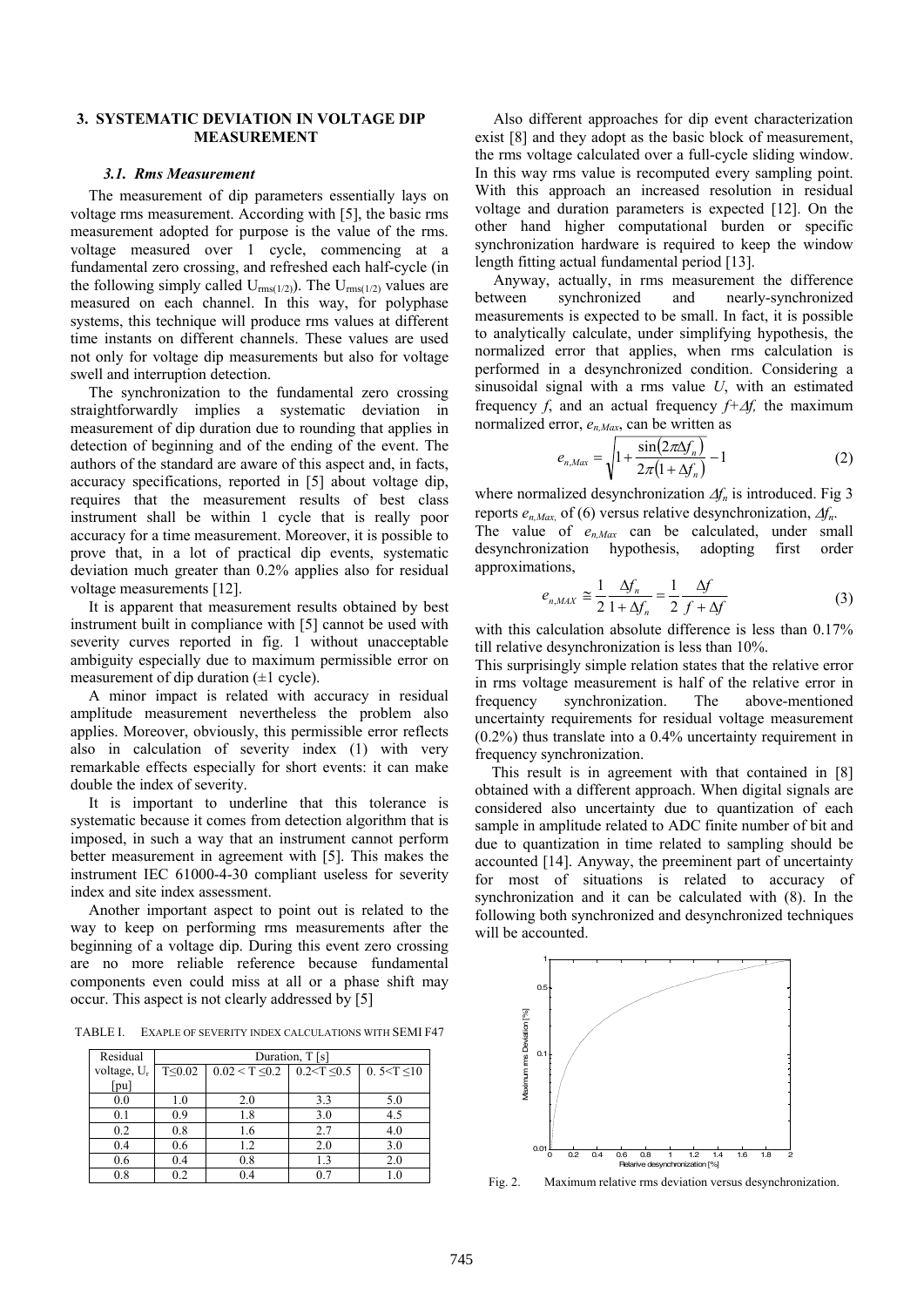## 3. SYSTEMATIC DEVIATION IN VOLTAGE DIP MEASUREMENT

### 3.1. Rms Measurement

The measurement of dip parameters essentially lays on voltage rms measurement. According with [5], the basic rms measurement adopted for purpose is the value of the rms. voltage measured over 1 cycle, commencing at a fundamental zero crossing, and refreshed each half-cycle (in the following simply called $U_{rms(1/2)}$). The $U_{rms(1/2)}$ values are measured on each channel. In this way, for polyphase systems, this technique will produce rms values at different time instants on different channels. These values are used not only for voltage dip measurements but also for voltage swell and interruption detection.

The synchronization to the fundamental zero crossing straightforwardly implies a systematic deviation in measurement of dip duration due to rounding that applies in detection of beginning and of the ending of the event. The authors of the standard are aware of this aspect and, in facts, accuracy specifications, reported in [5] about voltage dip, requires that the measurement results of best class instrument shall be within 1 cycle that is really poor accuracy for a time measurement. Moreover, it is possible to prove that, in a lot of practical dip events, systematic deviation much greater than 0.2% applies also for residual voltage measurements [12].

It is apparent that measurement results obtained by best instrument built in compliance with [5] cannot be used with severity curves reported in fig. 1 without unacceptable ambiguity especially due to maximum permissible error on measurement of dip duration (±1 cycle).

A minor impact is related with accuracy in residual amplitude measurement nevertheless the problem also applies. Moreover, obviously, this permissible error reflects also in calculation of severity index (1) with very remarkable effects especially for short events: it can make double the index of severity.

It is important to underline that this tolerance is systematic because it comes from detection algorithm that is imposed, in such a way that an instrument cannot perform better measurement in agreement with [5]. This makes the instrument IEC 61000-4-30 compliant useless for severity index and site index assessment.

Another important aspect to point out is related to the way to keep on performing rms measurements after the beginning of a voltage dip. During this event zero crossing are no more reliable reference because fundamental components even could miss at all or a phase shift may occur. This aspect is not clearly addressed by [5]

TABLE I. EXAPLE OF SEVERITY INDEX CALCULATIONS WITH SEMI F47

| Residual voltage, $U_r$ [pu] | Duration, T [s] | | | |
|---|---|---|---|---|
| | T≤0.02 | 0.02 < T ≤0.2 | 0.2<T ≤0.5 | 0. 5<T ≤10 |
| 0.0 | 1.0 | 2.0 | 3.3 | 5.0 |
| 0.1 | 0.9 | 1.8 | 3.0 | 4.5 |
| 0.2 | 0.8 | 1.6 | 2.7 | 4.0 |
| 0.4 | 0.6 | 1.2 | 2.0 | 3.0 |
| 0.6 | 0.4 | 0.8 | 1.3 | 2.0 |
| 0.8 | 0.2 | 0.4 | 0.7 | 1.0 |

Also different approaches for dip event characterization exist [8] and they adopt as the basic block of measurement, the rms voltage calculated over a full-cycle sliding window. In this way rms value is recomputed every sampling point. With this approach an increased resolution in residual voltage and duration parameters is expected [12]. On the other hand higher computational burden or specific synchronization hardware is required to keep the window length fitting actual fundamental period [13].

Anyway, actually, in rms measurement the difference between synchronized and nearly-synchronized measurements is expected to be small. In fact, it is possible to analytically calculate, under simplifying hypothesis, the normalized error that applies, when rms calculation is performed in a desynchronized condition. Considering a sinusoidal signal with a rms value $U$, with an estimated frequency $f$, and an actual frequency $f+\Delta f$, the maximum normalized error, $e_{n,Max}$, can be written as

$$e_{n,Max} = \sqrt{1 + \frac{\sin(2\pi\Delta f_n)}{2\pi(1+\Delta f_n)}} - 1 \tag{2}$$

where normalized desynchronization $\Delta f_n$ is introduced. Fig 3 reports $e_{n,Max,}$ of (6) versus relative desynchronization, $\Delta f_n$.

The value of $e_{n,MAX}$ can be calculated, under small desynchronization hypothesis, adopting first order approximations,

$$e_{n,MAX} \cong \frac{1}{2}\frac{\Delta f_n}{1+\Delta f_n} = \frac{1}{2}\frac{\Delta f}{f+\Delta f} \tag{3}$$

with this calculation absolute difference is less than 0.17% till relative desynchronization is less than 10%.

This surprisingly simple relation states that the relative error in rms voltage measurement is half of the relative error in frequency synchronization. The above-mentioned uncertainty requirements for residual voltage measurement (0.2%) thus translate into a 0.4% uncertainty requirement in frequency synchronization.

This result is in agreement with that contained in [8] obtained with a different approach. When digital signals are considered also uncertainty due to quantization of each sample in amplitude related to ADC finite number of bit and due to quantization in time related to sampling should be accounted [14]. Anyway, the preeminent part of uncertainty for most of situations is related to accuracy of synchronization and it can be calculated with (8). In the following both synchronized and desynchronized techniques will be accounted.

Fig. 2. Maximum relative rms deviation versus desynchronization.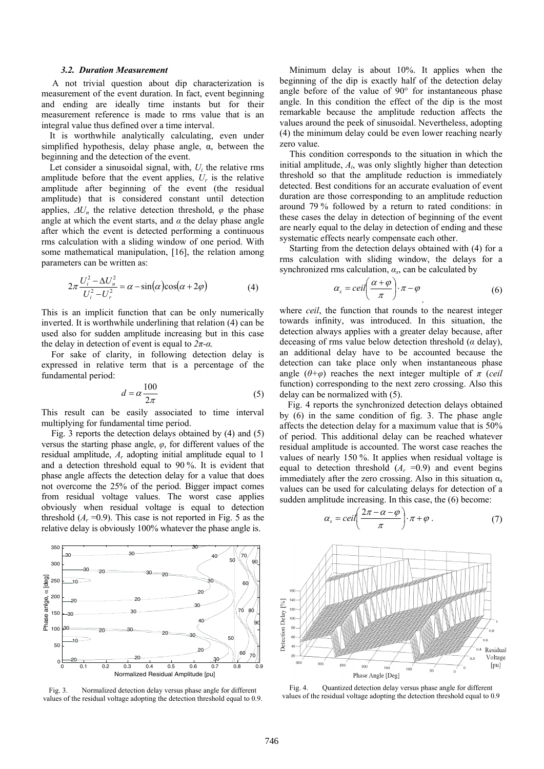### 3.2. Duration Measurement

A not trivial question about dip characterization is measurement of the event duration. In fact, event beginning and ending are ideally time instants but for their measurement reference is made to rms value that is an integral value thus defined over a time interval.

It is worthwhile analytically calculating, even under simplified hypothesis, delay phase angle, α, between the beginning and the detection of the event.

Let consider a sinusoidal signal, with, $U_i$ the relative rms amplitude before that the event applies, $U_r$ is the relative amplitude after beginning of the event (the residual amplitude) that is considered constant until detection applies, $\Delta U_n$ the relative detection threshold, $\varphi$ the phase angle at which the event starts, and $\alpha$ the delay phase angle after which the event is detected performing a continuous rms calculation with a sliding window of one period. With some mathematical manipulation, [16], the relation among parameters can be written as:

$$2\pi \frac{U_i^2 - \Delta U_n^2}{U_i^2 - U_r^2} = \alpha - \sin(\alpha)\cos(\alpha + 2\varphi) \tag{4}$$

This is an implicit function that can be only numerically inverted. It is worthwhile underlining that relation (4) can be used also for sudden amplitude increasing but in this case the delay in detection of event is equal to $2\pi$-$\alpha$.

For sake of clarity, in following detection delay is expressed in relative term that is a percentage of the fundamental period:

$$d = \alpha \frac{100}{2\pi} \tag{5}$$

This result can be easily associated to time interval multiplying for fundamental time period.

Fig. 3 reports the detection delays obtained by (4) and (5) versus the starting phase angle, $\varphi$, for different values of the residual amplitude, $A_r$ adopting initial amplitude equal to 1 and a detection threshold equal to 90 %. It is evident that phase angle affects the detection delay for a value that does not overcome the 25% of the period. Bigger impact comes from residual voltage values. The worst case applies obviously when residual voltage is equal to detection threshold ($A_r$ =0.9). This case is not reported in Fig. 5 as the relative delay is obviously 100% whatever the phase angle is.

Fig. 3. Normalized detection delay versus phase angle for different values of the residual voltage adopting the detection threshold equal to 0.9.

Minimum delay is about 10%. It applies when the beginning of the dip is exactly half of the detection delay angle before of the value of 90° for instantaneous phase angle. In this condition the effect of the dip is the most remarkable because the amplitude reduction affects the values around the peek of sinusoidal. Nevertheless, adopting (4) the minimum delay could be even lower reaching nearly zero value.

This condition corresponds to the situation in which the initial amplitude, $A_i$, was only slightly higher than detection threshold so that the amplitude reduction is immediately detected. Best conditions for an accurate evaluation of event duration are those corresponding to an amplitude reduction around 79 % followed by a return to rated conditions: in these cases the delay in detection of beginning of the event are nearly equal to the delay in detection of ending and these systematic effects nearly compensate each other.

Starting from the detection delays obtained with (4) for a rms calculation with sliding window, the delays for a synchronized rms calculation, $\alpha_s$, can be calculated by

$$\alpha_s = ceil\left(\frac{\alpha + \varphi}{\pi}\right) \cdot \pi - \varphi \tag{6}$$

where *ceil*, the function that rounds to the nearest integer towards infinity, was introduced. In this situation, the detection always applies with a greater delay because, after deceasing of rms value below detection threshold ($\alpha$ delay), an additional delay have to be accounted because the detection can take place only when instantaneous phase angle ($\theta$+$\varphi$) reaches the next integer multiple of $\pi$ (*ceil* function) corresponding to the next zero crossing. Also this delay can be normalized with (5).

Fig. 4 reports the synchronized detection delays obtained by (6) in the same condition of fig. 3. The phase angle affects the detection delay for a maximum value that is 50% of period. This additional delay can be reached whatever residual amplitude is accounted. The worst case reaches the values of nearly 150 %. It applies when residual voltage is equal to detection threshold ($A_r$ =0.9) and event begins immediately after the zero crossing. Also in this situation $\alpha_s$ values can be used for calculating delays for detection of a sudden amplitude increasing. In this case, the (6) become:

$$\alpha_s = ceil\left(\frac{2\pi - \alpha - \varphi}{\pi}\right) \cdot \pi + \varphi \tag{7}$$

Fig. 4. Quantized detection delay versus phase angle for different values of the residual voltage adopting the detection threshold equal to 0.9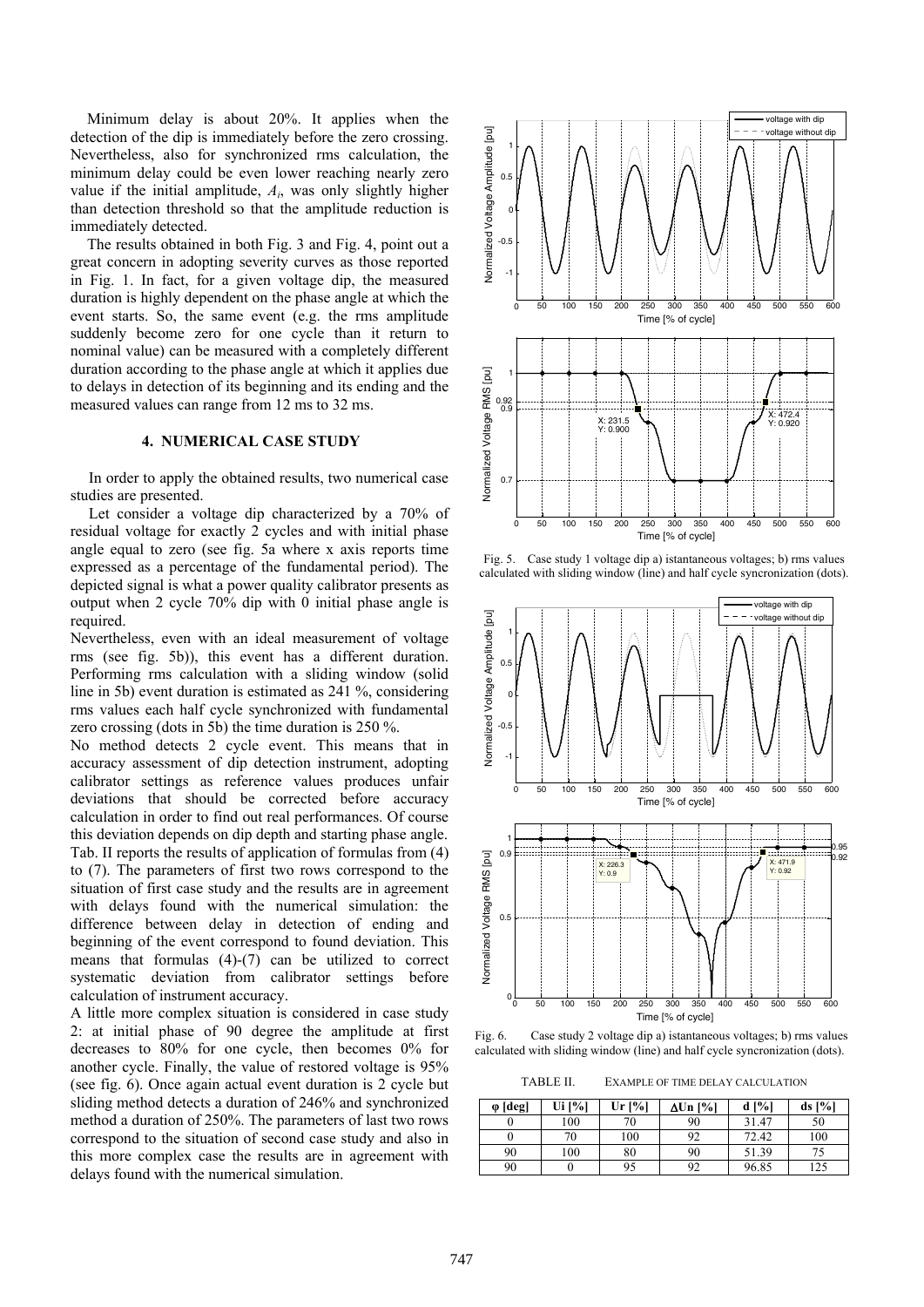Minimum delay is about 20%. It applies when the detection of the dip is immediately before the zero crossing. Nevertheless, also for synchronized rms calculation, the minimum delay could be even lower reaching nearly zero value if the initial amplitude, $A_i$, was only slightly higher than detection threshold so that the amplitude reduction is immediately detected.

The results obtained in both Fig. 3 and Fig. 4, point out a great concern in adopting severity curves as those reported in Fig. 1. In fact, for a given voltage dip, the measured duration is highly dependent on the phase angle at which the event starts. So, the same event (e.g. the rms amplitude suddenly become zero for one cycle than it return to nominal value) can be measured with a completely different duration according to the phase angle at which it applies due to delays in detection of its beginning and its ending and the measured values can range from 12 ms to 32 ms.

## 4. NUMERICAL CASE STUDY

In order to apply the obtained results, two numerical case studies are presented.

Let consider a voltage dip characterized by a 70% of residual voltage for exactly 2 cycles and with initial phase angle equal to zero (see fig. 5a where x axis reports time expressed as a percentage of the fundamental period). The depicted signal is what a power quality calibrator presents as output when 2 cycle 70% dip with 0 initial phase angle is required.

Nevertheless, even with an ideal measurement of voltage rms (see fig. 5b)), this event has a different duration. Performing rms calculation with a sliding window (solid line in 5b) event duration is estimated as 241 %, considering rms values each half cycle synchronized with fundamental zero crossing (dots in 5b) the time duration is 250 %.

No method detects 2 cycle event. This means that in accuracy assessment of dip detection instrument, adopting calibrator settings as reference values produces unfair deviations that should be corrected before accuracy calculation in order to find out real performances. Of course this deviation depends on dip depth and starting phase angle. Tab. II reports the results of application of formulas from (4) to (7). The parameters of first two rows correspond to the situation of first case study and the results are in agreement with delays found with the numerical simulation: the difference between delay in detection of ending and beginning of the event correspond to found deviation. This means that formulas (4)-(7) can be utilized to correct systematic deviation from calibrator settings before calculation of instrument accuracy.

A little more complex situation is considered in case study 2: at initial phase of 90 degree the amplitude at first decreases to 80% for one cycle, then becomes 0% for another cycle. Finally, the value of restored voltage is 95% (see fig. 6). Once again actual event duration is 2 cycle but sliding method detects a duration of 246% and synchronized method a duration of 250%. The parameters of last two rows correspond to the situation of second case study and also in this more complex case the results are in agreement with delays found with the numerical simulation.

Fig. 5. Case study 1 voltage dip a) istantaneous voltages; b) rms values calculated with sliding window (line) and half cycle syncronization (dots).

Fig. 6. Case study 2 voltage dip a) istantaneous voltages; b) rms values calculated with sliding window (line) and half cycle syncronization (dots).

TABLE II. EXAMPLE OF TIME DELAY CALCULATION

| φ [deg] | Ui [%] | Ur [%] | ΔUn [%] | d [%] | ds [%] |
|---|---|---|---|---|---|
| 0 | 100 | 70 | 90 | 31.47 | 50 |
| 0 | 70 | 100 | 92 | 72.42 | 100 |
| 90 | 100 | 80 | 90 | 51.39 | 75 |
| 90 | 0 | 95 | 92 | 96.85 | 125 |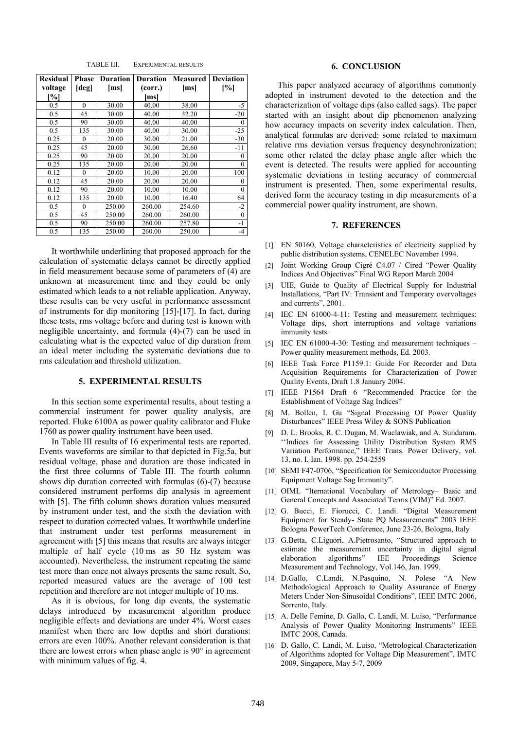TABLE III. EXPERIMENTAL RESULTS

| Residual voltage [%] | Phase [deg] | Duration [ms] | Duration (corr.) [ms] | Measured [ms] | Deviation [%] |
|---|---|---|---|---|---|
| 0.5 | 0 | 30.00 | 40.00 | 38.00 | -5 |
| 0.5 | 45 | 30.00 | 40.00 | 32.20 | -20 |
| 0.5 | 90 | 30.00 | 40.00 | 40.00 | 0 |
| 0.5 | 135 | 30.00 | 40.00 | 30.00 | -25 |
| 0.25 | 0 | 20.00 | 30.00 | 21.00 | -30 |
| 0.25 | 45 | 20.00 | 30.00 | 26.60 | -11 |
| 0.25 | 90 | 20.00 | 20.00 | 20.00 | 0 |
| 0.25 | 135 | 20.00 | 20.00 | 20.00 | 0 |
| 0.12 | 0 | 20.00 | 10.00 | 20.00 | 100 |
| 0.12 | 45 | 20.00 | 20.00 | 20.00 | 0 |
| 0.12 | 90 | 20.00 | 10.00 | 10.00 | 0 |
| 0.12 | 135 | 20.00 | 10.00 | 16.40 | 64 |
| 0.5 | 0 | 250.00 | 260.00 | 254.60 | -2 |
| 0.5 | 45 | 250.00 | 260.00 | 260.00 | 0 |
| 0.5 | 90 | 250.00 | 260.00 | 257.80 | -1 |
| 0.5 | 135 | 250.00 | 260.00 | 250.00 | -4 |

It worthwhile underlining that proposed approach for the calculation of systematic delays cannot be directly applied in field measurement because some of parameters of (4) are unknown at measurement time and they could be only estimated which leads to a not reliable application. Anyway, these results can be very useful in performance assessment of instruments for dip monitoring [15]-[17]. In fact, during these tests, rms voltage before and during test is known with negligible uncertainty, and formula (4)-(7) can be used in calculating what is the expected value of dip duration from an ideal meter including the systematic deviations due to rms calculation and threshold utilization.

## 5. EXPERIMENTAL RESULTS

In this section some experimental results, about testing a commercial instrument for power quality analysis, are reported. Fluke 6100A as power quality calibrator and Fluke 1760 as power quality instrument have been used.

In Table III results of 16 experimental tests are reported. Events waveforms are similar to that depicted in Fig.5a, but residual voltage, phase and duration are those indicated in the first three columns of Table III. The fourth column shows dip duration corrected with formulas (6)-(7) because considered instrument performs dip analysis in agreement with [5]. The fifth column shows duration values measured by instrument under test, and the sixth the deviation with respect to duration corrected values. It worthwhile underline that instrument under test performs measurement in agreement with [5] this means that results are always integer multiple of half cycle (10 ms as 50 Hz system was accounted). Nevertheless, the instrument repeating the same test more than once not always presents the same result. So, reported measured values are the average of 100 test repetition and therefore are not integer multiple of 10 ms.

As it is obvious, for long dip events, the systematic delays introduced by measurement algorithm produce negligible effects and deviations are under 4%. Worst cases manifest when there are low depths and short durations: errors are even 100%. Another relevant consideration is that there are lowest errors when phase angle is 90° in agreement with minimum values of fig. 4.

## 6. CONCLUSION

This paper analyzed accuracy of algorithms commonly adopted in instrument devoted to the detection and the characterization of voltage dips (also called sags). The paper started with an insight about dip phenomenon analyzing how accuracy impacts on severity index calculation. Then, analytical formulas are derived: some related to maximum relative rms deviation versus frequency desynchronization; some other related the delay phase angle after which the event is detected. The results were applied for accounting systematic deviations in testing accuracy of commercial instrument is presented. Then, some experimental results, derived form the accuracy testing in dip measurements of a commercial power quality instrument, are shown.

## 7. REFERENCES

[1] EN 50160, Voltage characteristics of electricity supplied by public distribution systems, CENELEC November 1994.

[2] Joint Working Group Cigré C4.07 / Cired "Power Quality Indices And Objectives" Final WG Report March 2004

[3] UIE, Guide to Quality of Electrical Supply for Industrial Installations, "Part IV: Transient and Temporary overvoltages and currents", 2001.

[4] IEC EN 61000-4-11: Testing and measurement techniques: Voltage dips, short interruptions and voltage variations immunity tests.

[5] IEC EN 61000-4-30: Testing and measurement techniques – Power quality measurement methods, Ed. 2003.

[6] IEEE Task Force P1159.1: Guide For Recorder and Data Acquisition Requirements for Characterization of Power Quality Events, Draft 1.8 January 2004.

[7] IEEE P1564 Draft 6 "Recommended Practice for the Establishment of Voltage Sag Indices"

[8] M. Bollen, I. Gu "Signal Processing Of Power Quality Disturbances" IEEE Press Wiley & SONS Publication

[9] D. L. Brooks, R. C. Dugan, M. Waclawiak, and A. Sundaram. ''Indices for Assessing Utility Distribution System RMS Variation Performance," IEEE Trans. Power Delivery, vol. 13, no. I, Ian. 1998. pp. 254-2559

[10] SEMI F47-0706, "Specification for Semiconductor Processing Equipment Voltage Sag Immunity".

[11] OIML "Iternational Vocabulary of Metrology– Basic and General Concepts and Associated Terms (VIM)" Ed. 2007.

[12] G. Bucci, E. Fiorucci, C. Landi. "Digital Measurement Equipment for Steady- State PQ Measurements" 2003 IEEE Bologna PowerTech Conference, June 23-26, Bologna, Italy

[13] G.Betta, C.Liguori, A.Pietrosanto, "Structured approach to estimate the measurement uncertainty in digital signal elaboration algorithms" IEE Proceedings Science Measurement and Technology, Vol.146, Jan. 1999.

[14] D.Gallo, C.Landi, N.Pasquino, N. Polese "A New Methodological Approach to Quality Assurance of Energy Meters Under Non-Sinusoidal Conditions", IEEE IMTC 2006, Sorrento, Italy.

[15] A. Delle Femine, D. Gallo, C. Landi, M. Luiso, "Performance Analysis of Power Quality Monitoring Instruments" IEEE IMTC 2008, Canada.

[16] D. Gallo, C. Landi, M. Luiso, "Metrological Characterization of Algorithms adopted for Voltage Dip Measurement", IMTC 2009, Singapore, May 5-7, 2009